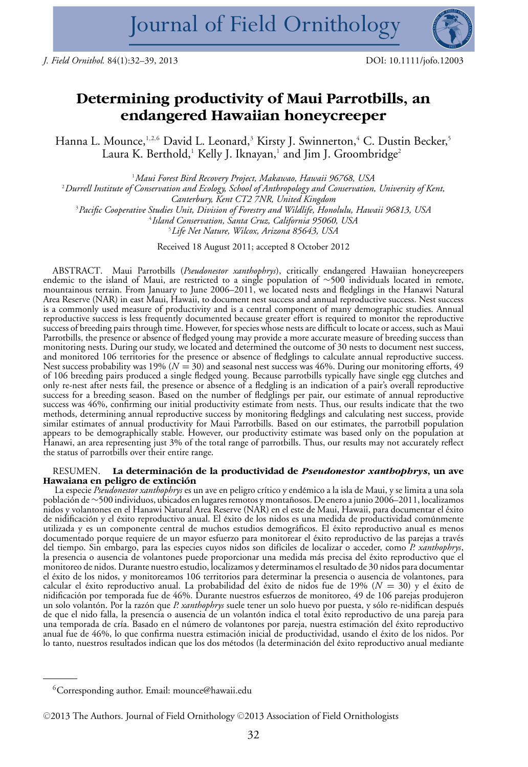# Determining productivity of Maui Parrotbills, an endangered Hawaiian honeycreeper

Hanna L. Mounce,[1,2,6] David L. Leonard,[3] Kirsty J. Swinnerton,[4] C. Dustin Becker,[5] Laura K. Berthold,[1] Kelly J. Iknayan,[1] and Jim J. Groombridge[2]

[1]*Maui Forest Bird Recovery Project, Makawao, Hawaii 96768, USA*
[2]*Durrell Institute of Conservation and Ecology, School of Anthropology and Conservation, University of Kent, Canterbury, Kent CT2 7NR, United Kingdom*
[3]*Pacific Cooperative Studies Unit, Division of Forestry and Wildlife, Honolulu, Hawaii 96813, USA*
[4]*Island Conservation, Santa Cruz, California 95060, USA*
[5]*Life Net Nature, Wilcox, Arizona 85643, USA*

Received 18 August 2011; accepted 8 October 2012

ABSTRACT. Maui Parrotbills (*Pseudonestor xanthophrys*), critically endangered Hawaiian honeycreepers endemic to the island of Maui, are restricted to a single population of ~500 individuals located in remote, mountainous terrain. From January to June 2006–2011, we located nests and fledglings in the Hanawi Natural Area Reserve (NAR) in east Maui, Hawaii, to document nest success and annual reproductive success. Nest success is a commonly used measure of productivity and is a central component of many demographic studies. Annual reproductive success is less frequently documented because greater effort is required to monitor the reproductive success of breeding pairs through time. However, for species whose nests are difficult to locate or access, such as Maui Parrotbills, the presence or absence of fledged young may provide a more accurate measure of breeding success than monitoring nests. During our study, we located and determined the outcome of 30 nests to document nest success, and monitored 106 territories for the presence or absence of fledglings to calculate annual reproductive success. Nest success probability was 19% ($N = 30$) and seasonal nest success was 46%. During our monitoring efforts, 49 of 106 breeding pairs produced a single fledged young. Because parrotbills typically have single egg clutches and only re-nest after nests fail, the presence or absence of a fledgling is an indication of a pair's overall reproductive success for a breeding season. Based on the number of fledglings per pair, our estimate of annual reproductive success was 46%, confirming our initial productivity estimate from nests. Thus, our results indicate that the two methods, determining annual reproductive success by monitoring fledglings and calculating nest success, provide similar estimates of annual productivity for Maui Parrotbills. Based on our estimates, the parrotbill population appears to be demographically stable. However, our productivity estimate was based only on the population at Hanawi, an area representing just 3% of the total range of parrotbills. Thus, our results may not accurately reflect the status of parrotbills over their entire range.

RESUMEN. **La determinación de la productividad de *Pseudonestor xanthophrys*, un ave Hawaiana en peligro de extinción**

La especie *Pseudonestor xanthophrys* es un ave en peligro crítico y endémico a la isla de Maui, y se limita a una sola población de ~500 individuos, ubicados en lugares remotos y montañosos. De enero a junio 2006–2011, localizamos nidos y volantones en el Hanawi Natural Area Reserve (NAR) en el este de Maui, Hawaii, para documentar el éxito de nidificación y el éxito reproductivo anual. El éxito de los nidos es una medida de productividad comúnmente utilizada y es un componente central de muchos estudios demográficos. El éxito reproductivo anual es menos documentado porque requiere de un mayor esfuerzo para monitorear el éxito reproductivo de las parejas a través del tiempo. Sin embargo, para las especies cuyos nidos son difíciles de localizar o acceder, como *P. xanthophrys*, la presencia o ausencia de volantones puede proporcionar una medida más precisa del éxito reproductivo que el monitoreo de nidos. Durante nuestro estudio, localizamos y determinamos el resultado de 30 nidos para documentar el éxito de los nidos, y monitoreamos 106 territorios para determinar la presencia o ausencia de volantones, para calcular el éxito reproductivo anual. La probabilidad del éxito de nidos fue de 19% ($N = 30$) y el éxito de nidificación por temporada fue de 46%. Durante nuestros esfuerzos de monitoreo, 49 de 106 parejas produjeron un solo volantón. Por la razón que *P. xanthophrys* suele tener un solo huevo por puesta, y sólo re-nidifican después de que el nido falla, la presencia o ausencia de un volantón indica el total éxito reproductivo de una pareja para una temporada de cría. Basado en el número de volantones por pareja, nuestra estimación del éxito reproductivo anual fue de 46%, lo que confirma nuestra estimación inicial de productividad, usando el éxito de los nidos. Por lo tanto, nuestros resultados indican que los dos métodos (la determinación del éxito reproductivo anual mediante

[6]Corresponding author. Email: mounce@hawaii.edu

©2013 The Authors. Journal of Field Ornithology ©2013 Association of Field Ornithologists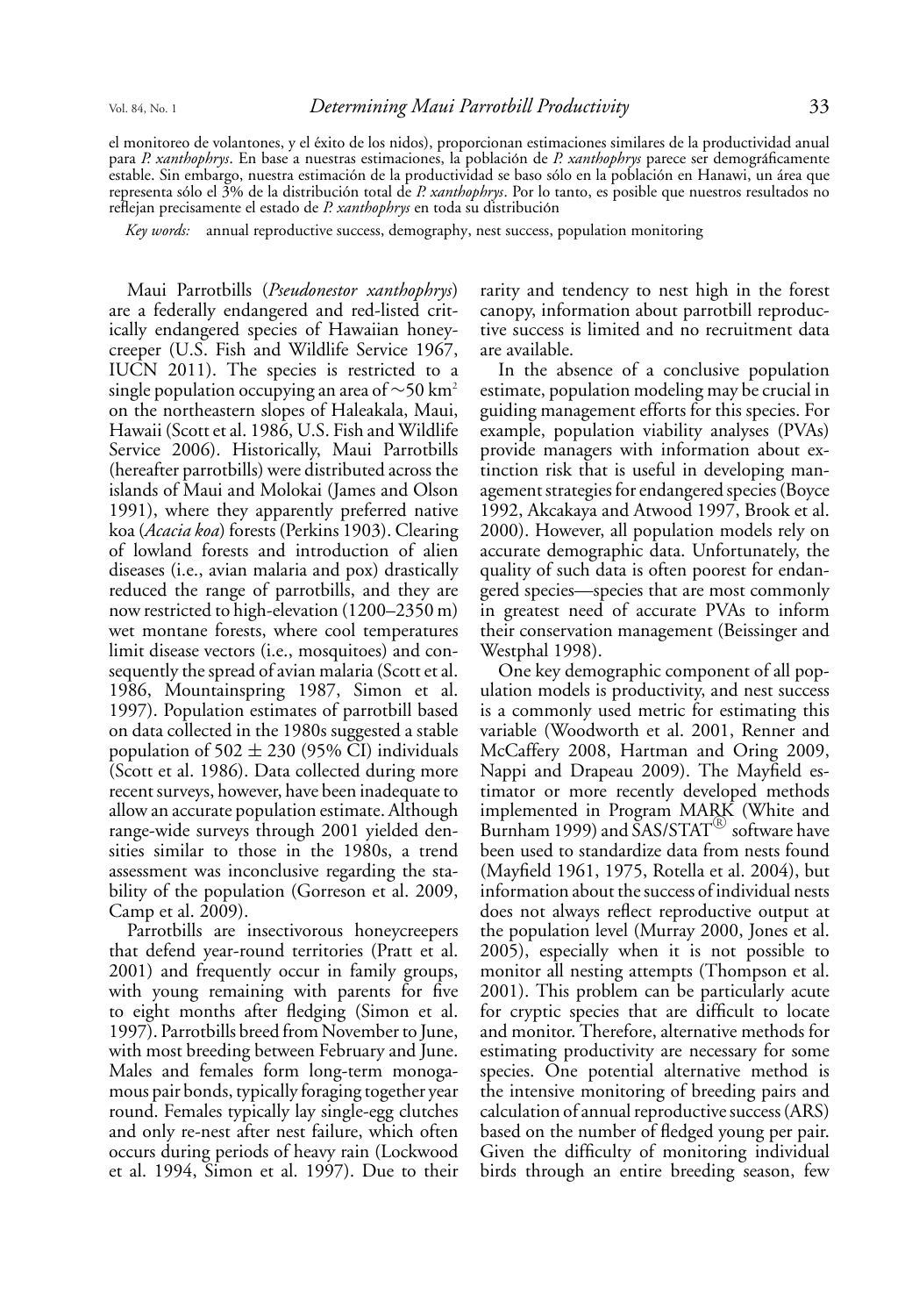el monitoreo de volantones, y el éxito de los nidos), proporcionan estimaciones similares de la productividad anual para *P. xanthophrys*. En base a nuestras estimaciones, la población de *P. xanthophrys* parece ser demográficamente estable. Sin embargo, nuestra estimación de la productividad se basó sólo en la población en Hanawi, un área que representa sólo el 3% de la distribución total de *P. xanthophrys*. Por lo tanto, es posible que nuestros resultados no reflejan precisamente el estado de *P. xanthophrys* en toda su distribución

*Key words:* annual reproductive success, demography, nest success, population monitoring

Maui Parrotbills (*Pseudonestor xanthophrys*) are a federally endangered and red-listed critically endangered species of Hawaiian honeycreeper (U.S. Fish and Wildlife Service 1967, IUCN 2011). The species is restricted to a single population occupying an area of ~50 km$^2$ on the northeastern slopes of Haleakala, Maui, Hawaii (Scott et al. 1986, U.S. Fish and Wildlife Service 2006). Historically, Maui Parrotbills (hereafter parrotbills) were distributed across the islands of Maui and Molokai (James and Olson 1991), where they apparently preferred native koa (*Acacia koa*) forests (Perkins 1903). Clearing of lowland forests and introduction of alien diseases (i.e., avian malaria and pox) drastically reduced the range of parrotbills, and they are now restricted to high-elevation (1200–2350 m) wet montane forests, where cool temperatures limit disease vectors (i.e., mosquitoes) and consequently the spread of avian malaria (Scott et al. 1986, Mountainspring 1987, Simon et al. 1997). Population estimates of parrotbill based on data collected in the 1980s suggested a stable population of 502 ± 230 (95% CI) individuals (Scott et al. 1986). Data collected during more recent surveys, however, have been inadequate to allow an accurate population estimate. Although range-wide surveys through 2001 yielded densities similar to those in the 1980s, a trend assessment was inconclusive regarding the stability of the population (Gorreson et al. 2009, Camp et al. 2009).

Parrotbills are insectivorous honeycreepers that defend year-round territories (Pratt et al. 2001) and frequently occur in family groups, with young remaining with parents for five to eight months after fledging (Simon et al. 1997). Parrotbills breed from November to June, with most breeding between February and June. Males and females form long-term monogamous pair bonds, typically foraging together year round. Females typically lay single-egg clutches and only re-nest after nest failure, which often occurs during periods of heavy rain (Lockwood et al. 1994, Simon et al. 1997). Due to their rarity and tendency to nest high in the forest canopy, information about parrotbill reproductive success is limited and no recruitment data are available.

In the absence of a conclusive population estimate, population modeling may be crucial in guiding management efforts for this species. For example, population viability analyses (PVAs) provide managers with information about extinction risk that is useful in developing management strategies for endangered species (Boyce 1992, Akcakaya and Atwood 1997, Brook et al. 2000). However, all population models rely on accurate demographic data. Unfortunately, the quality of such data is often poorest for endangered species—species that are most commonly in greatest need of accurate PVAs to inform their conservation management (Beissinger and Westphal 1998).

One key demographic component of all population models is productivity, and nest success is a commonly used metric for estimating this variable (Woodworth et al. 2001, Renner and McCaffery 2008, Hartman and Oring 2009, Nappi and Drapeau 2009). The Mayfield estimator or more recently developed methods implemented in Program MARK (White and Burnham 1999) and SAS/STAT® software have been used to standardize data from nests found (Mayfield 1961, 1975, Rotella et al. 2004), but information about the success of individual nests does not always reflect reproductive output at the population level (Murray 2000, Jones et al. 2005), especially when it is not possible to monitor all nesting attempts (Thompson et al. 2001). This problem can be particularly acute for cryptic species that are difficult to locate and monitor. Therefore, alternative methods for estimating productivity are necessary for some species. One potential alternative method is the intensive monitoring of breeding pairs and calculation of annual reproductive success (ARS) based on the number of fledged young per pair. Given the difficulty of monitoring individual birds through an entire breeding season, few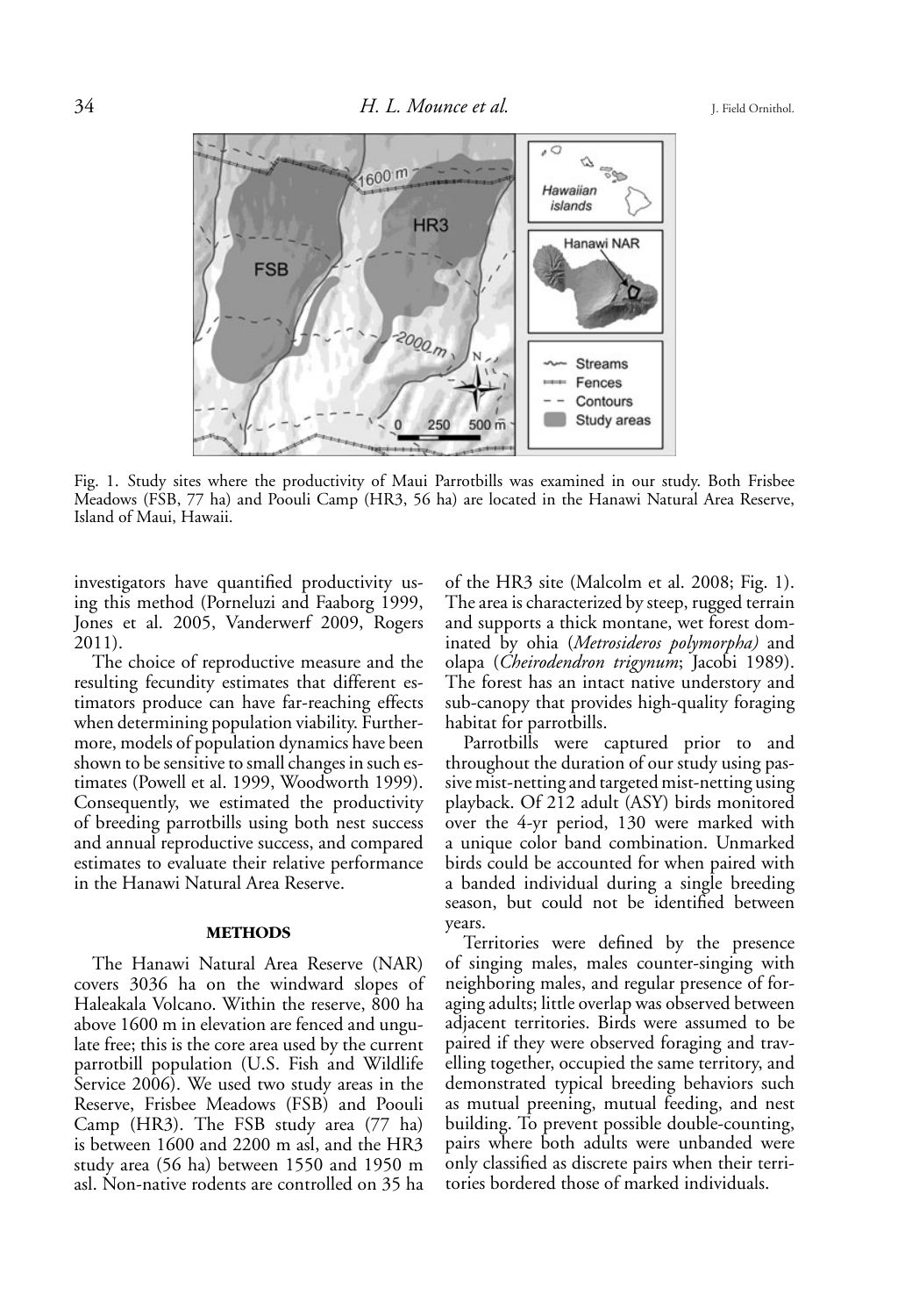Fig. 1. Study sites where the productivity of Maui Parrotbills was examined in our study. Both Frisbee Meadows (FSB, 77 ha) and Poouli Camp (HR3, 56 ha) are located in the Hanawi Natural Area Reserve, Island of Maui, Hawaii.

investigators have quantified productivity using this method (Porneluzi and Faaborg 1999, Jones et al. 2005, Vanderwerf 2009, Rogers 2011).

The choice of reproductive measure and the resulting fecundity estimates that different estimators produce can have far-reaching effects when determining population viability. Furthermore, models of population dynamics have been shown to be sensitive to small changes in such estimates (Powell et al. 1999, Woodworth 1999). Consequently, we estimated the productivity of breeding parrotbills using both nest success and annual reproductive success, and compared estimates to evaluate their relative performance in the Hanawi Natural Area Reserve.

## METHODS

The Hanawi Natural Area Reserve (NAR) covers 3036 ha on the windward slopes of Haleakala Volcano. Within the reserve, 800 ha above 1600 m in elevation are fenced and ungulate free; this is the core area used by the current parrotbill population (U.S. Fish and Wildlife Service 2006). We used two study areas in the Reserve, Frisbee Meadows (FSB) and Poouli Camp (HR3). The FSB study area (77 ha) is between 1600 and 2200 m asl, and the HR3 study area (56 ha) between 1550 and 1950 m asl. Non-native rodents are controlled on 35 ha of the HR3 site (Malcolm et al. 2008; Fig. 1). The area is characterized by steep, rugged terrain and supports a thick montane, wet forest dominated by ohia (*Metrosideros polymorpha)* and olapa (*Cheirodendron trigynum*; Jacobi 1989). The forest has an intact native understory and sub-canopy that provides high-quality foraging habitat for parrotbills.

Parrotbills were captured prior to and throughout the duration of our study using passive mist-netting and targeted mist-netting using playback. Of 212 adult (ASY) birds monitored over the 4-yr period, 130 were marked with a unique color band combination. Unmarked birds could be accounted for when paired with a banded individual during a single breeding season, but could not be identified between years.

Territories were defined by the presence of singing males, males counter-singing with neighboring males, and regular presence of foraging adults; little overlap was observed between adjacent territories. Birds were assumed to be paired if they were observed foraging and travelling together, occupied the same territory, and demonstrated typical breeding behaviors such as mutual preening, mutual feeding, and nest building. To prevent possible double-counting, pairs where both adults were unbanded were only classified as discrete pairs when their territories bordered those of marked individuals.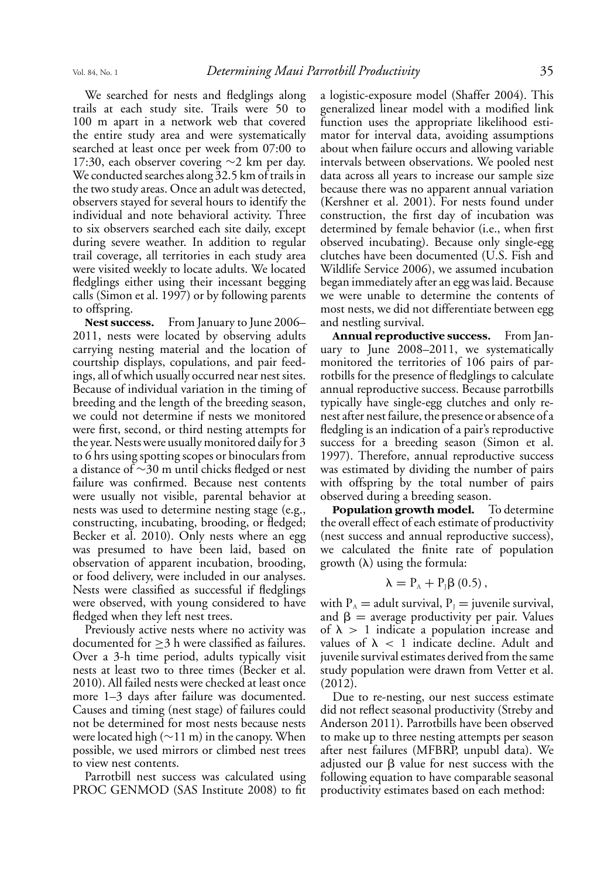We searched for nests and fledglings along trails at each study site. Trails were 50 to 100 m apart in a network web that covered the entire study area and were systematically searched at least once per week from 07:00 to 17:30, each observer covering ~2 km per day. We conducted searches along 32.5 km of trails in the two study areas. Once an adult was detected, observers stayed for several hours to identify the individual and note behavioral activity. Three to six observers searched each site daily, except during severe weather. In addition to regular trail coverage, all territories in each study area were visited weekly to locate adults. We located fledglings either using their incessant begging calls (Simon et al. 1997) or by following parents to offspring.

**Nest success.** From January to June 2006–2011, nests were located by observing adults carrying nesting material and the location of courtship displays, copulations, and pair feedings, all of which usually occurred near nest sites. Because of individual variation in the timing of breeding and the length of the breeding season, we could not determine if nests we monitored were first, second, or third nesting attempts for the year. Nests were usually monitored daily for 3 to 6 hrs using spotting scopes or binoculars from a distance of ~30 m until chicks fledged or nest failure was confirmed. Because nest contents were usually not visible, parental behavior at nests was used to determine nesting stage (e.g., constructing, incubating, brooding, or fledged; Becker et al. 2010). Only nests where an egg was presumed to have been laid, based on observation of apparent incubation, brooding, or food delivery, were included in our analyses. Nests were classified as successful if fledglings were observed, with young considered to have fledged when they left nest trees.

Previously active nests where no activity was documented for $\geq$3 h were classified as failures. Over a 3-h time period, adults typically visit nests at least two to three times (Becker et al. 2010). All failed nests were checked at least once more 1–3 days after failure was documented. Causes and timing (nest stage) of failures could not be determined for most nests because nests were located high (~11 m) in the canopy. When possible, we used mirrors or climbed nest trees to view nest contents.

Parrotbill nest success was calculated using PROC GENMOD (SAS Institute 2008) to fit a logistic-exposure model (Shaffer 2004). This generalized linear model with a modified link function uses the appropriate likelihood estimator for interval data, avoiding assumptions about when failure occurs and allowing variable intervals between observations. We pooled nest data across all years to increase our sample size because there was no apparent annual variation (Kershner et al. 2001). For nests found under construction, the first day of incubation was determined by female behavior (i.e., when first observed incubating). Because only single-egg clutches have been documented (U.S. Fish and Wildlife Service 2006), we assumed incubation began immediately after an egg was laid. Because we were unable to determine the contents of most nests, we did not differentiate between egg and nestling survival.

**Annual reproductive success.** From January to June 2008–2011, we systematically monitored the territories of 106 pairs of parrotbills for the presence of fledglings to calculate annual reproductive success. Because parrotbills typically have single-egg clutches and only renest after nest failure, the presence or absence of a fledgling is an indication of a pair's reproductive success for a breeding season (Simon et al. 1997). Therefore, annual reproductive success was estimated by dividing the number of pairs with offspring by the total number of pairs observed during a breeding season.

**Population growth model.** To determine the overall effect of each estimate of productivity (nest success and annual reproductive success), we calculated the finite rate of population growth ($\lambda$) using the formula:

$$\lambda = P_A + P_J \beta \, (0.5),$$

with $P_A$ = adult survival, $P_J$ = juvenile survival, and $\beta$ = average productivity per pair. Values of $\lambda > 1$ indicate a population increase and values of $\lambda < 1$ indicate decline. Adult and juvenile survival estimates derived from the same study population were drawn from Vetter et al. (2012).

Due to re-nesting, our nest success estimate did not reflect seasonal productivity (Streby and Anderson 2011). Parrotbills have been observed to make up to three nesting attempts per season after nest failures (MFBRP, unpubl data). We adjusted our $\beta$ value for nest success with the following equation to have comparable seasonal productivity estimates based on each method: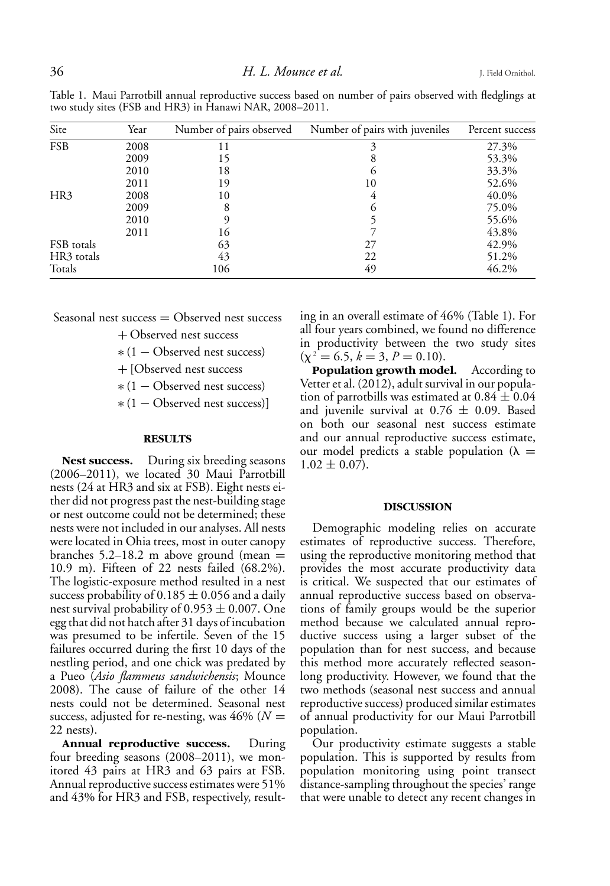Table 1. Maui Parrotbill annual reproductive success based on number of pairs observed with fledglings at two study sites (FSB and HR3) in Hanawi NAR, 2008–2011.

| Site | Year | Number of pairs observed | Number of pairs with juveniles | Percent success |
|---|---|---|---|---|
| FSB | 2008 | 11 | 3 | 27.3% |
| | 2009 | 15 | 8 | 53.3% |
| | 2010 | 18 | 6 | 33.3% |
| | 2011 | 19 | 10 | 52.6% |
| HR3 | 2008 | 10 | 4 | 40.0% |
| | 2009 | 8 | 6 | 75.0% |
| | 2010 | 9 | 5 | 55.6% |
| | 2011 | 16 | 7 | 43.8% |
| FSB totals | | 63 | 27 | 42.9% |
| HR3 totals | | 43 | 22 | 51.2% |
| Totals | | 106 | 49 | 46.2% |

$$\text{Seasonal nest success} = \text{Observed nest success} + \text{Observed nest success} * (1 - \text{Observed nest success}) + [\text{Observed nest success} * (1 - \text{Observed nest success}) * (1 - \text{Observed nest success})]$$

## RESULTS

**Nest success.** During six breeding seasons (2006–2011), we located 30 Maui Parrotbill nests (24 at HR3 and six at FSB). Eight nests either did not progress past the nest-building stage or nest outcome could not be determined; these nests were not included in our analyses. All nests were located in Ohia trees, most in outer canopy branches 5.2–18.2 m above ground (mean = 10.9 m). Fifteen of 22 nests failed (68.2%). The logistic-exposure method resulted in a nest success probability of $0.185 \pm 0.056$ and a daily nest survival probability of $0.953 \pm 0.007$. One egg that did not hatch after 31 days of incubation was presumed to be infertile. Seven of the 15 failures occurred during the first 10 days of the nestling period, and one chick was predated by a Pueo (*Asio flammeus sandwichensis*; Mounce 2008). The cause of failure of the other 14 nests could not be determined. Seasonal nest success, adjusted for re-nesting, was 46% ($N$ = 22 nests).

**Annual reproductive success.** During four breeding seasons (2008–2011), we monitored 43 pairs at HR3 and 63 pairs at FSB. Annual reproductive success estimates were 51% and 43% for HR3 and FSB, respectively, resulting in an overall estimate of 46% (Table 1). For all four years combined, we found no difference in productivity between the two study sites ($\chi^2 = 6.5$, $k = 3$, $P = 0.10$).

**Population growth model.** According to Vetter et al. (2012), adult survival in our population of parrotbills was estimated at $0.84 \pm 0.04$ and juvenile survival at $0.76 \pm 0.09$. Based on both our seasonal nest success estimate and our annual reproductive success estimate, our model predicts a stable population ($\lambda = 1.02 \pm 0.07$).

## DISCUSSION

Demographic modeling relies on accurate estimates of reproductive success. Therefore, using the reproductive monitoring method that provides the most accurate productivity data is critical. We suspected that our estimates of annual reproductive success based on observations of family groups would be the superior method because we calculated annual reproductive success using a larger subset of the population than for nest success, and because this method more accurately reflected season-long productivity. However, we found that the two methods (seasonal nest success and annual reproductive success) produced similar estimates of annual productivity for our Maui Parrotbill population.

Our productivity estimate suggests a stable population. This is supported by results from population monitoring using point transect distance-sampling throughout the species' range that were unable to detect any recent changes in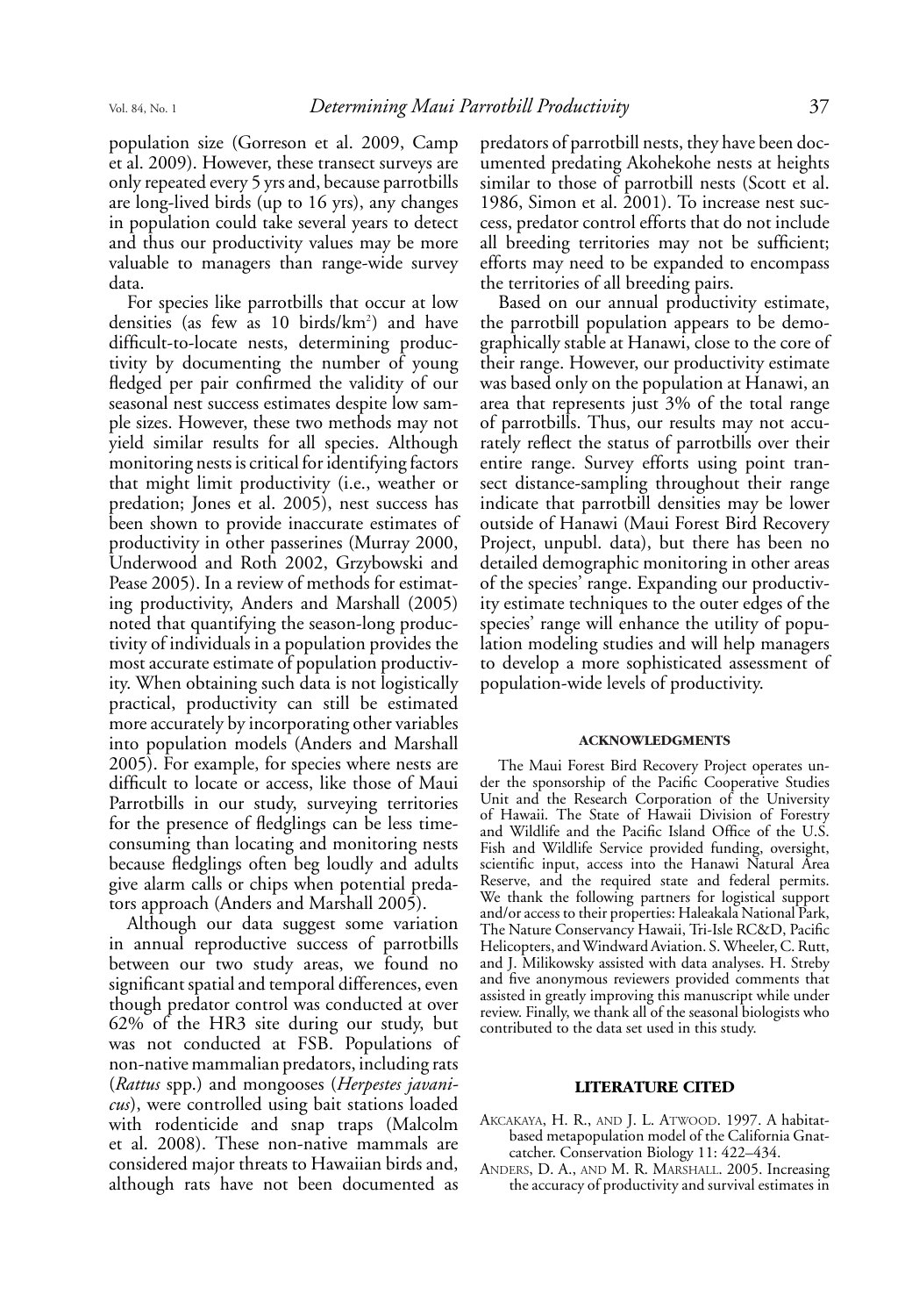population size (Gorreson et al. 2009, Camp et al. 2009). However, these transect surveys are only repeated every 5 yrs and, because parrotbills are long-lived birds (up to 16 yrs), any changes in population could take several years to detect and thus our productivity values may be more valuable to managers than range-wide survey data.

For species like parrotbills that occur at low densities (as few as 10 birds/km$^2$) and have difficult-to-locate nests, determining productivity by documenting the number of young fledged per pair confirmed the validity of our seasonal nest success estimates despite low sample sizes. However, these two methods may not yield similar results for all species. Although monitoring nests is critical for identifying factors that might limit productivity (i.e., weather or predation; Jones et al. 2005), nest success has been shown to provide inaccurate estimates of productivity in other passerines (Murray 2000, Underwood and Roth 2002, Grzybowski and Pease 2005). In a review of methods for estimating productivity, Anders and Marshall (2005) noted that quantifying the season-long productivity of individuals in a population provides the most accurate estimate of population productivity. When obtaining such data is not logistically practical, productivity can still be estimated more accurately by incorporating other variables into population models (Anders and Marshall 2005). For example, for species where nests are difficult to locate or access, like those of Maui Parrotbills in our study, surveying territories for the presence of fledglings can be less time-consuming than locating and monitoring nests because fledglings often beg loudly and adults give alarm calls or chips when potential predators approach (Anders and Marshall 2005).

Although our data suggest some variation in annual reproductive success of parrotbills between our two study areas, we found no significant spatial and temporal differences, even though predator control was conducted at over 62% of the HR3 site during our study, but was not conducted at FSB. Populations of non-native mammalian predators, including rats (*Rattus* spp.) and mongooses (*Herpestes javanicus*), were controlled using bait stations loaded with rodenticide and snap traps (Malcolm et al. 2008). These non-native mammals are considered major threats to Hawaiian birds and, although rats have not been documented as predators of parrotbill nests, they have been documented predating Akohekohe nests at heights similar to those of parrotbill nests (Scott et al. 1986, Simon et al. 2001). To increase nest success, predator control efforts that do not include all breeding territories may not be sufficient; efforts may need to be expanded to encompass the territories of all breeding pairs.

Based on our annual productivity estimate, the parrotbill population appears to be demographically stable at Hanawi, close to the core of their range. However, our productivity estimate was based only on the population at Hanawi, an area that represents just 3% of the total range of parrotbills. Thus, our results may not accurately reflect the status of parrotbills over their entire range. Survey efforts using point transect distance-sampling throughout their range indicate that parrotbill densities may be lower outside of Hanawi (Maui Forest Bird Recovery Project, unpubl. data), but there has been no detailed demographic monitoring in other areas of the species' range. Expanding our productivity estimate techniques to the outer edges of the species' range will enhance the utility of population modeling studies and will help managers to develop a more sophisticated assessment of population-wide levels of productivity.

## ACKNOWLEDGMENTS

The Maui Forest Bird Recovery Project operates under the sponsorship of the Pacific Cooperative Studies Unit and the Research Corporation of the University of Hawaii. The State of Hawaii Division of Forestry and Wildlife and the Pacific Island Office of the U.S. Fish and Wildlife Service provided funding, oversight, scientific input, access into the Hanawi Natural Area Reserve, and the required state and federal permits. We thank the following partners for logistical support and/or access to their properties: Haleakala National Park, The Nature Conservancy Hawaii, Tri-Isle RC&D, Pacific Helicopters, and Windward Aviation. S. Wheeler, C. Rutt, and J. Milikowsky assisted with data analyses. H. Streby and five anonymous reviewers provided comments that assisted in greatly improving this manuscript while under review. Finally, we thank all of the seasonal biologists who contributed to the data set used in this study.

## LITERATURE CITED

Akcakaya, H. R., and J. L. Atwood. 1997. A habitat-based metapopulation model of the California Gnatcatcher. Conservation Biology 11: 422–434.

Anders, D. A., and M. R. Marshall. 2005. Increasing the accuracy of productivity and survival estimates in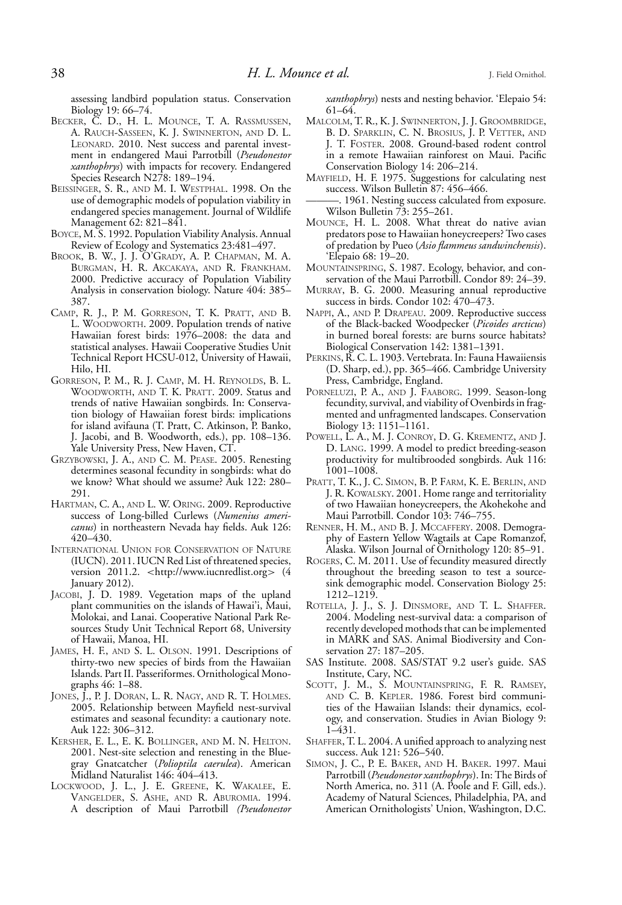assessing landbird population status. Conservation Biology 19: 66–74.

Becker, C. D., H. L. Mounce, T. A. Rassmussen, A. Rauch-Sasseen, K. J. Swinnerton, and D. L. Leonard. 2010. Nest success and parental investment in endangered Maui Parrotbill (*Pseudonestor xanthophrys*) with impacts for recovery. Endangered Species Research N278: 189–194.

Beissinger, S. R., and M. I. Westphal. 1998. On the use of demographic models of population viability in endangered species management. Journal of Wildlife Management 62: 821–841.

Boyce, M. S. 1992. Population Viability Analysis. Annual Review of Ecology and Systematics 23:481–497.

Brook, B. W., J. J. O'Grady, A. P. Chapman, M. A. Burgman, H. R. Akcakaya, and R. Frankham. 2000. Predictive accuracy of Population Viability Analysis in conservation biology. Nature 404: 385–387.

Camp, R. J., P. M. Gorreson, T. K. Pratt, and B. L. Woodworth. 2009. Population trends of native Hawaiian forest birds: 1976–2008: the data and statistical analyses. Hawaii Cooperative Studies Unit Technical Report HCSU-012, University of Hawaii, Hilo, HI.

Gorreson, P. M., R. J. Camp, M. H. Reynolds, B. L. Woodworth, and T. K. Pratt. 2009. Status and trends of native Hawaiian songbirds. In: Conservation biology of Hawaiian forest birds: implications for island avifauna (T. Pratt, C. Atkinson, P. Banko, J. Jacobi, and B. Woodworth, eds.), pp. 108–136. Yale University Press, New Haven, CT.

Grzybowski, J. A., and C. M. Pease. 2005. Renesting determines seasonal fecundity in songbirds: what do we know? What should we assume? Auk 122: 280–291.

Hartman, C. A., and L. W. Oring. 2009. Reproductive success of Long-billed Curlews (*Numenius americanus*) in northeastern Nevada hay fields. Auk 126: 420–430.

International Union for Conservation of Nature (IUCN). 2011. IUCN Red List of threatened species, version 2011.2. <http://www.iucnredlist.org> (4 January 2012).

Jacobi, J. D. 1989. Vegetation maps of the upland plant communities on the islands of Hawai'i, Maui, Molokai, and Lanai. Cooperative National Park Resources Study Unit Technical Report 68, University of Hawaii, Manoa, HI.

James, H. F., and S. L. Olson. 1991. Descriptions of thirty-two new species of birds from the Hawaiian Islands. Part II. Passeriformes. Ornithological Monographs 46: 1–88.

Jones, J., P. J. Doran, L. R. Nagy, and R. T. Holmes. 2005. Relationship between Mayfield nest-survival estimates and seasonal fecundity: a cautionary note. Auk 122: 306–312.

Kersher, E. L., E. K. Bollinger, and M. N. Helton. 2001. Nest-site selection and renesting in the Blue-gray Gnatcatcher (*Polioptila caerulea*). American Midland Naturalist 146: 404–413.

Lockwood, J. L., J. E. Greene, K. Wakalee, E. Vangelder, S. Ashe, and R. Aburomia. 1994. A description of Maui Parrotbill *(Pseudonestor xanthophrys*) nests and nesting behavior. 'Elepaio 54: 61–64.

Malcolm, T. R., K. J. Swinnerton, J. J. Groombridge, B. D. Sparklin, C. N. Brosius, J. P. Vetter, and J. T. Foster. 2008. Ground-based rodent control in a remote Hawaiian rainforest on Maui. Pacific Conservation Biology 14: 206–214.

Mayfield, H. F. 1975. Suggestions for calculating nest success. Wilson Bulletin 87: 456–466.

———. 1961. Nesting success calculated from exposure. Wilson Bulletin 73: 255–261.

Mounce, H. L. 2008. What threat do native avian predators pose to Hawaiian honeycreepers? Two cases of predation by Pueo (*Asio flammeus sandwinchensis*). 'Elepaio 68: 19–20.

Mountainspring, S. 1987. Ecology, behavior, and conservation of the Maui Parrotbill. Condor 89: 24–39.

Murray, B. G. 2000. Measuring annual reproductive success in birds. Condor 102: 470–473.

Nappi, A., and P. Drapeau. 2009. Reproductive success of the Black-backed Woodpecker (*Picoides arcticus*) in burned boreal forests: are burns source habitats? Biological Conservation 142: 1381–1391.

Perkins, R. C. L. 1903. Vertebrata. In: Fauna Hawaiiensis (D. Sharp, ed.), pp. 365–466. Cambridge University Press, Cambridge, England.

Porneluzi, P. A., and J. Faaborg. 1999. Season-long fecundity, survival, and viability of Ovenbirds in fragmented and unfragmented landscapes. Conservation Biology 13: 1151–1161.

Powell, L. A., M. J. Conroy, D. G. Krementz, and J. D. Lang. 1999. A model to predict breeding-season productivity for multibrooded songbirds. Auk 116: 1001–1008.

Pratt, T. K., J. C. Simon, B. P. Farm, K. E. Berlin, and J. R. Kowalsky. 2001. Home range and territoriality of two Hawaiian honeycreepers, the Akohekohe and Maui Parrotbill. Condor 103: 746–755.

Renner, H. M., and B. J. McCaffery. 2008. Demography of Eastern Yellow Wagtails at Cape Romanzof, Alaska. Wilson Journal of Ornithology 120: 85–91.

Rogers, C. M. 2011. Use of fecundity measured directly throughout the breeding season to test a source-sink demographic model. Conservation Biology 25: 1212–1219.

Rotella, J. J., S. J. Dinsmore, and T. L. Shaffer. 2004. Modeling nest-survival data: a comparison of recently developed methods that can be implemented in MARK and SAS. Animal Biodiversity and Conservation 27: 187–205.

SAS Institute. 2008. SAS/STAT 9.2 user's guide. SAS Institute, Cary, NC.

Scott, J. M., S. Mountainspring, F. R. Ramsey, and C. B. Kepler. 1986. Forest bird communities of the Hawaiian Islands: their dynamics, ecology, and conservation. Studies in Avian Biology 9: 1–431.

Shaffer, T. L. 2004. A unified approach to analyzing nest success. Auk 121: 526–540.

Simon, J. C., P. E. Baker, and H. Baker. 1997. Maui Parrotbill (*Pseudonestor xanthophrys*). In: The Birds of North America, no. 311 (A. Poole and F. Gill, eds.). Academy of Natural Sciences, Philadelphia, PA, and American Ornithologists' Union, Washington, D.C.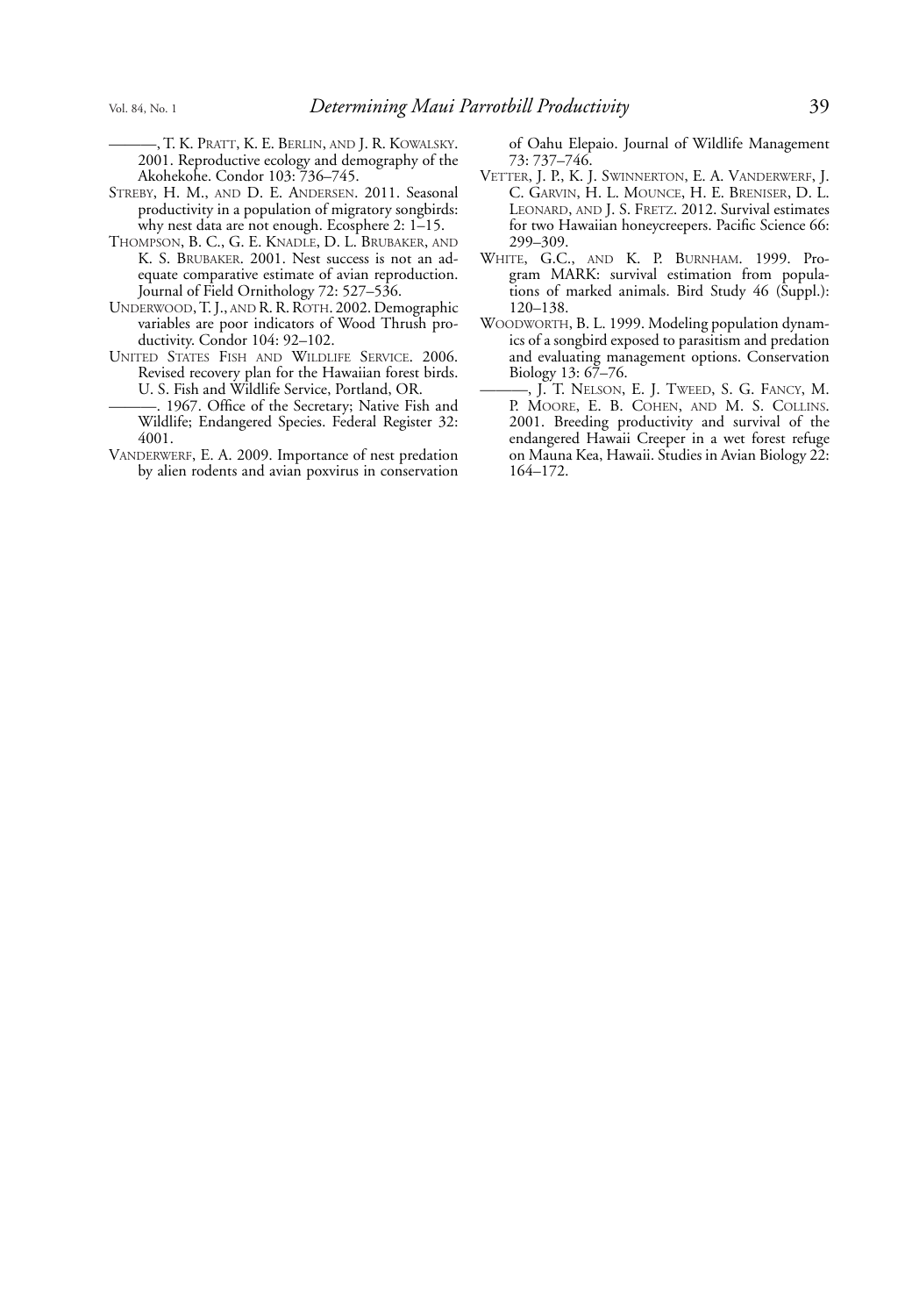———, T. K. PRATT, K. E. BERLIN, AND J. R. KOWALSKY. 2001. Reproductive ecology and demography of the Akohekohe. Condor 103: 736–745.

STREBY, H. M., AND D. E. ANDERSEN. 2011. Seasonal productivity in a population of migratory songbirds: why nest data are not enough. Ecosphere 2: 1–15.

THOMPSON, B. C., G. E. KNADLE, D. L. BRUBAKER, AND K. S. BRUBAKER. 2001. Nest success is not an adequate comparative estimate of avian reproduction. Journal of Field Ornithology 72: 527–536.

UNDERWOOD, T. J., AND R. R. ROTH. 2002. Demographic variables are poor indicators of Wood Thrush productivity. Condor 104: 92–102.

UNITED STATES FISH AND WILDLIFE SERVICE. 2006. Revised recovery plan for the Hawaiian forest birds. U. S. Fish and Wildlife Service, Portland, OR.

———. 1967. Office of the Secretary; Native Fish and Wildlife; Endangered Species. Federal Register 32: 4001.

VANDERWERF, E. A. 2009. Importance of nest predation by alien rodents and avian poxvirus in conservation of Oahu Elepaio. Journal of Wildlife Management 73: 737–746.

VETTER, J. P., K. J. SWINNERTON, E. A. VANDERWERF, J. C. GARVIN, H. L. MOUNCE, H. E. BRENISER, D. L. LEONARD, AND J. S. FRETZ. 2012. Survival estimates for two Hawaiian honeycreepers. Pacific Science 66: 299–309.

WHITE, G.C., AND K. P. BURNHAM. 1999. Program MARK: survival estimation from populations of marked animals. Bird Study 46 (Suppl.): 120–138.

WOODWORTH, B. L. 1999. Modeling population dynamics of a songbird exposed to parasitism and predation and evaluating management options. Conservation Biology 13: 67–76.

———, J. T. NELSON, E. J. TWEED, S. G. FANCY, M. P. MOORE, E. B. COHEN, AND M. S. COLLINS. 2001. Breeding productivity and survival of the endangered Hawaii Creeper in a wet forest refuge on Mauna Kea, Hawaii. Studies in Avian Biology 22: 164–172.